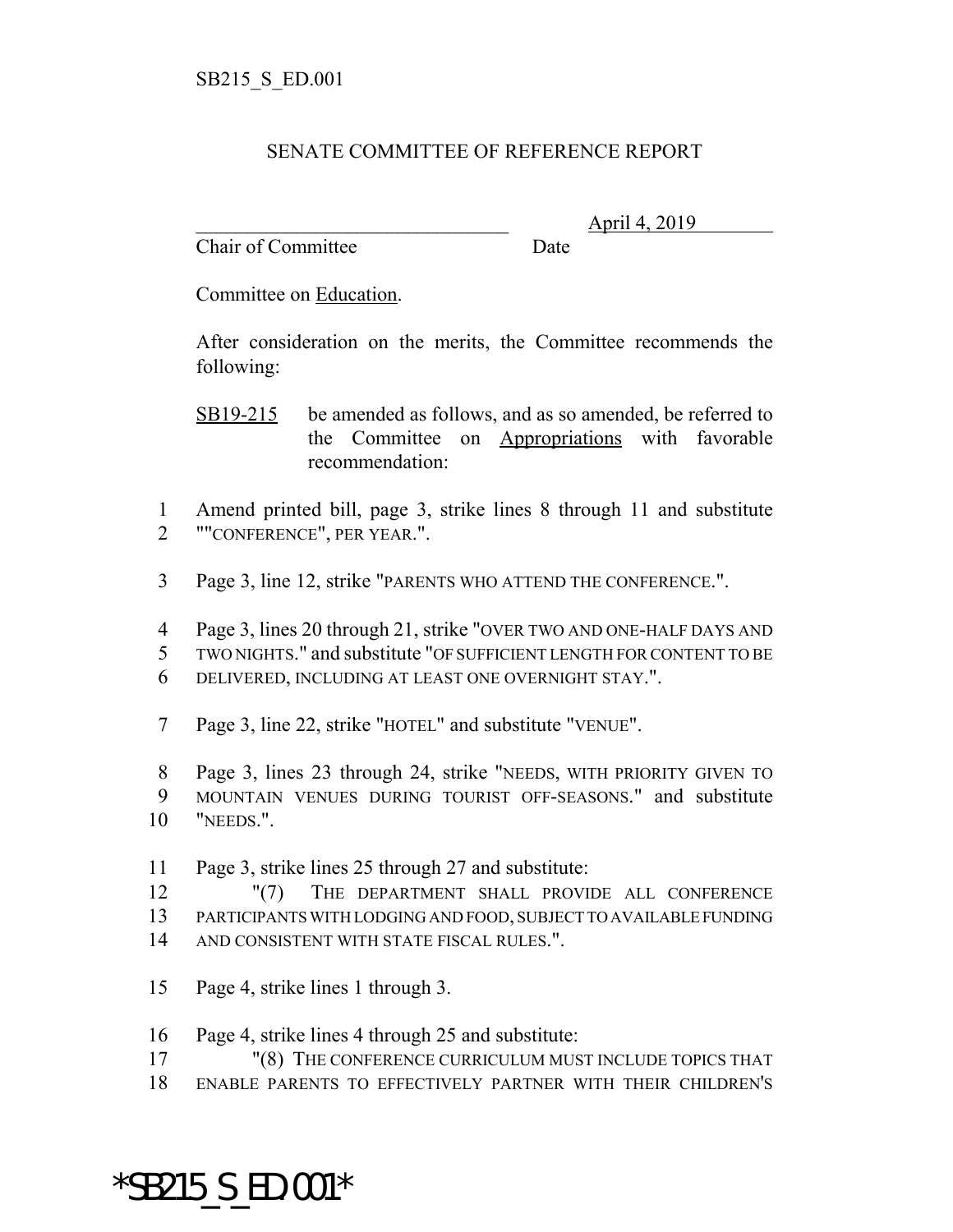SB215_S_ED.001

## SENATE COMMITTEE OF REFERENCE REPORT

\_\_\_\_\_\_\_\_\_\_\_\_\_\_\_\_\_\_\_\_\_\_\_\_\_\_\_\_\_\_\_\_ April 4, 2019
Chair of Committee Date

Committee on Education.

After consideration on the merits, the Committee recommends the following:

SB19-215 be amended as follows, and as so amended, be referred to the Committee on Appropriations with favorable recommendation:

1 Amend printed bill, page 3, strike lines 8 through 11 and substitute
2 ""CONFERENCE", PER YEAR.".

3 Page 3, line 12, strike "PARENTS WHO ATTEND THE CONFERENCE.".

4 Page 3, lines 20 through 21, strike "OVER TWO AND ONE-HALF DAYS AND
5 TWO NIGHTS." and substitute "OF SUFFICIENT LENGTH FOR CONTENT TO BE
6 DELIVERED, INCLUDING AT LEAST ONE OVERNIGHT STAY.".

7 Page 3, line 22, strike "HOTEL" and substitute "VENUE".

8 Page 3, lines 23 through 24, strike "NEEDS, WITH PRIORITY GIVEN TO
9 MOUNTAIN VENUES DURING TOURIST OFF-SEASONS." and substitute
10 "NEEDS.".

11 Page 3, strike lines 25 through 27 and substitute:
12 "(7) THE DEPARTMENT SHALL PROVIDE ALL CONFERENCE
13 PARTICIPANTS WITH LODGING AND FOOD, SUBJECT TO AVAILABLE FUNDING
14 AND CONSISTENT WITH STATE FISCAL RULES.".

15 Page 4, strike lines 1 through 3.

16 Page 4, strike lines 4 through 25 and substitute:
17 "(8) THE CONFERENCE CURRICULUM MUST INCLUDE TOPICS THAT
18 ENABLE PARENTS TO EFFECTIVELY PARTNER WITH THEIR CHILDREN'S

*SB215_S_ED.001*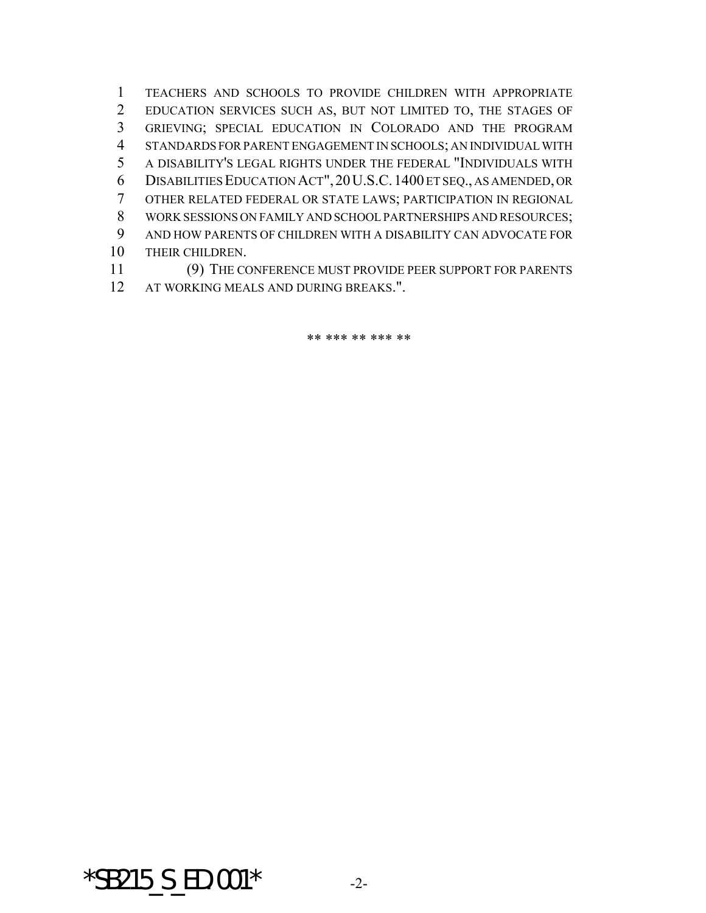TEACHERS AND SCHOOLS TO PROVIDE CHILDREN WITH APPROPRIATE EDUCATION SERVICES SUCH AS, BUT NOT LIMITED TO, THE STAGES OF GRIEVING; SPECIAL EDUCATION IN COLORADO AND THE PROGRAM STANDARDS FOR PARENT ENGAGEMENT IN SCHOOLS; AN INDIVIDUAL WITH A DISABILITY'S LEGAL RIGHTS UNDER THE FEDERAL "INDIVIDUALS WITH DISABILITIES EDUCATION ACT", 20 U.S.C. 1400 ET SEQ., AS AMENDED, OR OTHER RELATED FEDERAL OR STATE LAWS; PARTICIPATION IN REGIONAL WORK SESSIONS ON FAMILY AND SCHOOL PARTNERSHIPS AND RESOURCES; AND HOW PARENTS OF CHILDREN WITH A DISABILITY CAN ADVOCATE FOR THEIR CHILDREN.

(9) THE CONFERENCE MUST PROVIDE PEER SUPPORT FOR PARENTS AT WORKING MEALS AND DURING BREAKS.".

** *** ** *** **

*SB215_S_ED.001*